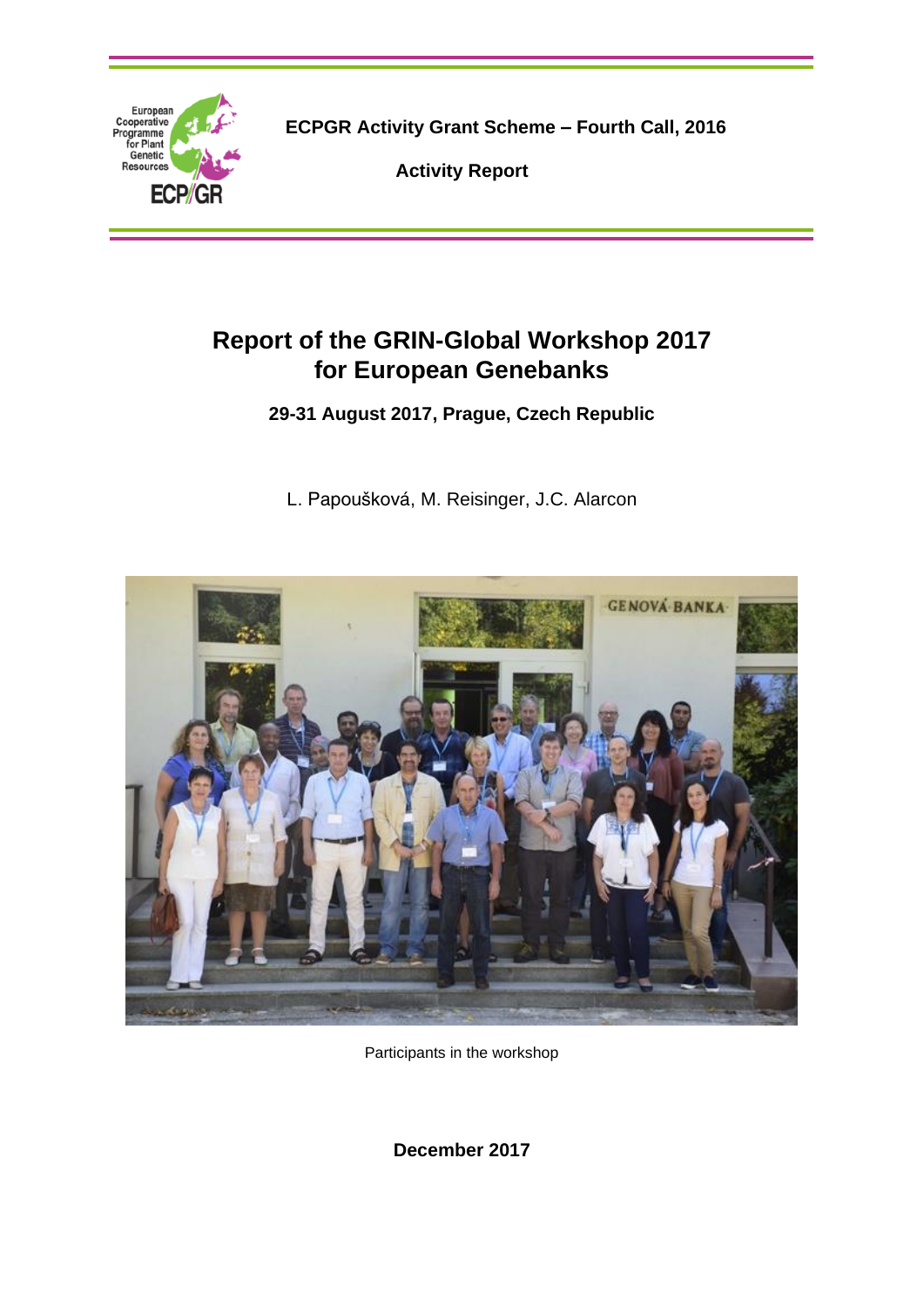ECPGR Activity Grant Scheme – Fourth Call, 2016

**Activity Report**

# Report of the GRIN-Global Workshop 2017 for European Genebanks

**29-31 August 2017, Prague, Czech Republic**

L. Papoušková, M. Reisinger, J.C. Alarcon

Participants in the workshop

**December 2017**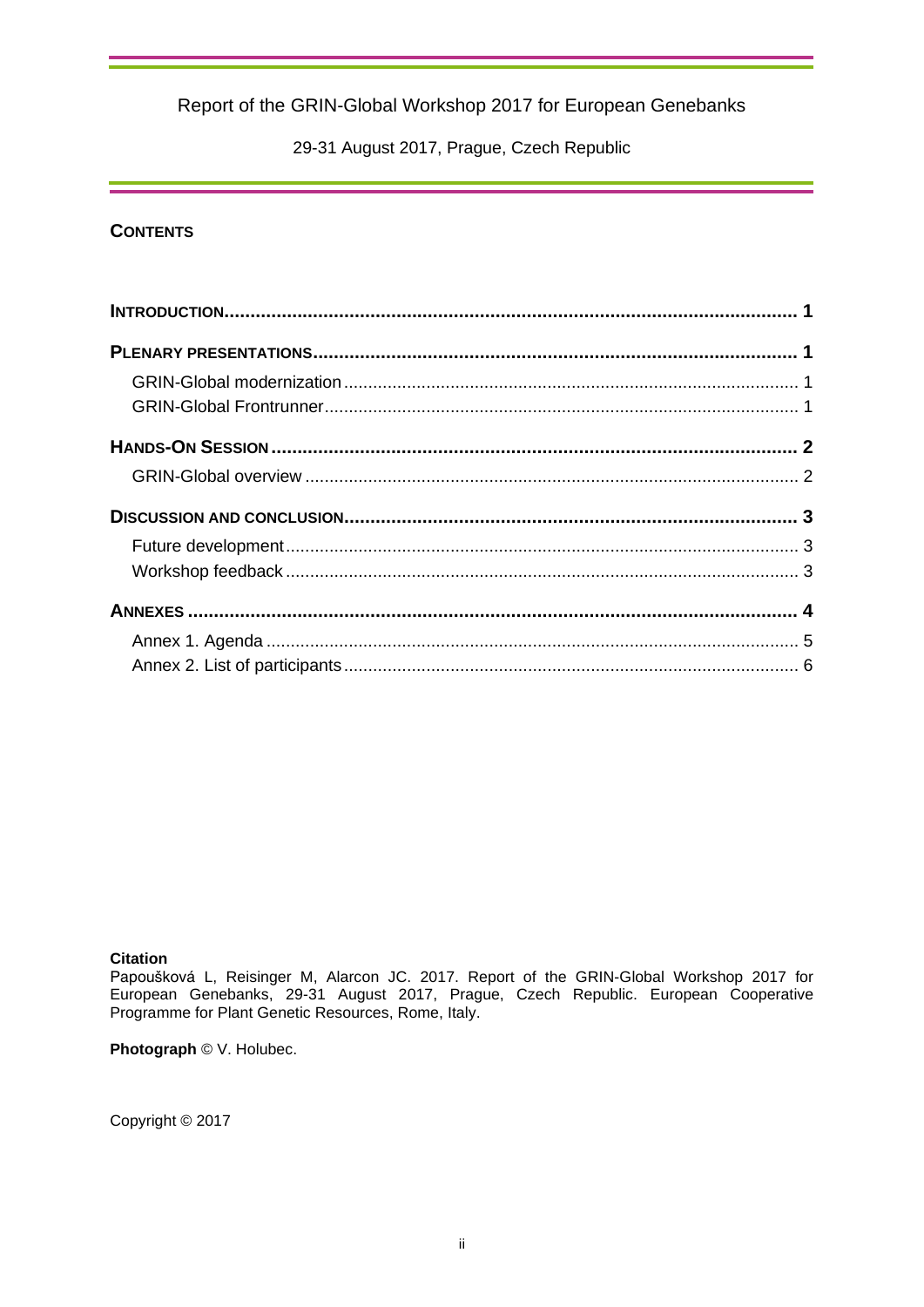Report of the GRIN-Global Workshop 2017 for European Genebanks

29-31 August 2017, Prague, Czech Republic

## CONTENTS

**INTRODUCTION** ............ **1**

**PLENARY PRESENTATIONS** ............ **1**

- GRIN-Global modernization ............ 1
- GRIN-Global Frontrunner ............ 1

**HANDS-ON SESSION** ............ **2**

- GRIN-Global overview ............ 2

**DISCUSSION AND CONCLUSION** ............ **3**

- Future development ............ 3
- Workshop feedback ............ 3

**ANNEXES** ............ **4**

- Annex 1. Agenda ............ 5
- Annex 2. List of participants ............ 6

**Citation**
Papoušková L, Reisinger M, Alarcon JC. 2017. Report of the GRIN-Global Workshop 2017 for European Genebanks, 29-31 August 2017, Prague, Czech Republic. European Cooperative Programme for Plant Genetic Resources, Rome, Italy.

**Photograph** © V. Holubec.

Copyright © 2017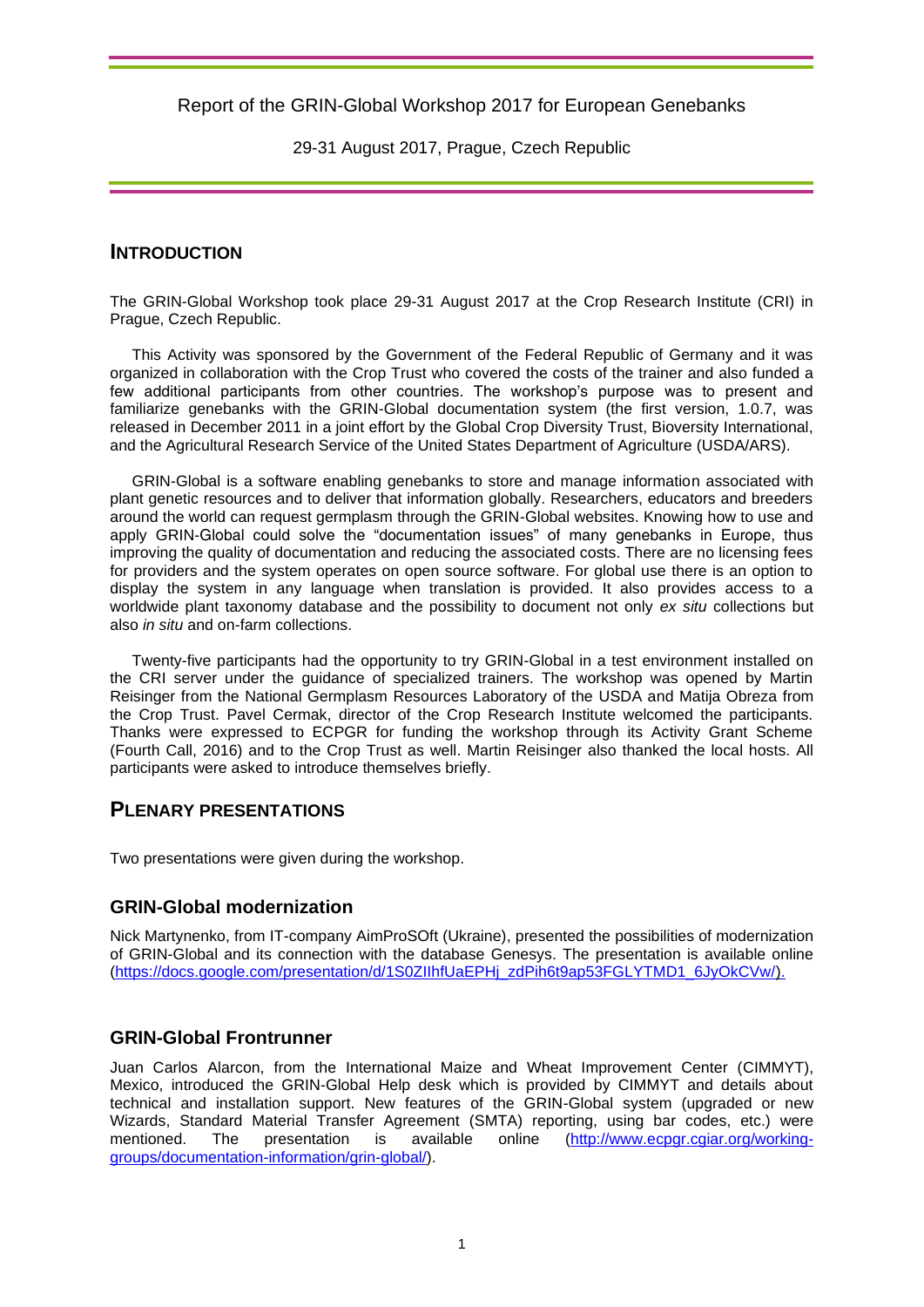Report of the GRIN-Global Workshop 2017 for European Genebanks

29-31 August 2017, Prague, Czech Republic

## INTRODUCTION

The GRIN-Global Workshop took place 29-31 August 2017 at the Crop Research Institute (CRI) in Prague, Czech Republic.

This Activity was sponsored by the Government of the Federal Republic of Germany and it was organized in collaboration with the Crop Trust who covered the costs of the trainer and also funded a few additional participants from other countries. The workshop's purpose was to present and familiarize genebanks with the GRIN-Global documentation system (the first version, 1.0.7, was released in December 2011 in a joint effort by the Global Crop Diversity Trust, Bioversity International, and the Agricultural Research Service of the United States Department of Agriculture (USDA/ARS).

GRIN-Global is a software enabling genebanks to store and manage information associated with plant genetic resources and to deliver that information globally. Researchers, educators and breeders around the world can request germplasm through the GRIN-Global websites. Knowing how to use and apply GRIN-Global could solve the "documentation issues" of many genebanks in Europe, thus improving the quality of documentation and reducing the associated costs. There are no licensing fees for providers and the system operates on open source software. For global use there is an option to display the system in any language when translation is provided. It also provides access to a worldwide plant taxonomy database and the possibility to document not only *ex situ* collections but also *in situ* and on-farm collections.

Twenty-five participants had the opportunity to try GRIN-Global in a test environment installed on the CRI server under the guidance of specialized trainers. The workshop was opened by Martin Reisinger from the National Germplasm Resources Laboratory of the USDA and Matija Obreza from the Crop Trust. Pavel Cermak, director of the Crop Research Institute welcomed the participants. Thanks were expressed to ECPGR for funding the workshop through its Activity Grant Scheme (Fourth Call, 2016) and to the Crop Trust as well. Martin Reisinger also thanked the local hosts. All participants were asked to introduce themselves briefly.

## PLENARY PRESENTATIONS

Two presentations were given during the workshop.

### GRIN-Global modernization

Nick Martynenko, from IT-company AimProSOft (Ukraine), presented the possibilities of modernization of GRIN-Global and its connection with the database Genesys. The presentation is available online (https://docs.google.com/presentation/d/1S0ZIlhfUaEPHj_zdPih6t9ap53FGLYTMD1_6JyOkCVw/).

### GRIN-Global Frontrunner

Juan Carlos Alarcon, from the International Maize and Wheat Improvement Center (CIMMYT), Mexico, introduced the GRIN-Global Help desk which is provided by CIMMYT and details about technical and installation support. New features of the GRIN-Global system (upgraded or new Wizards, Standard Material Transfer Agreement (SMTA) reporting, using bar codes, etc.) were mentioned. The presentation is available online (http://www.ecpgr.cgiar.org/working-groups/documentation-information/grin-global/).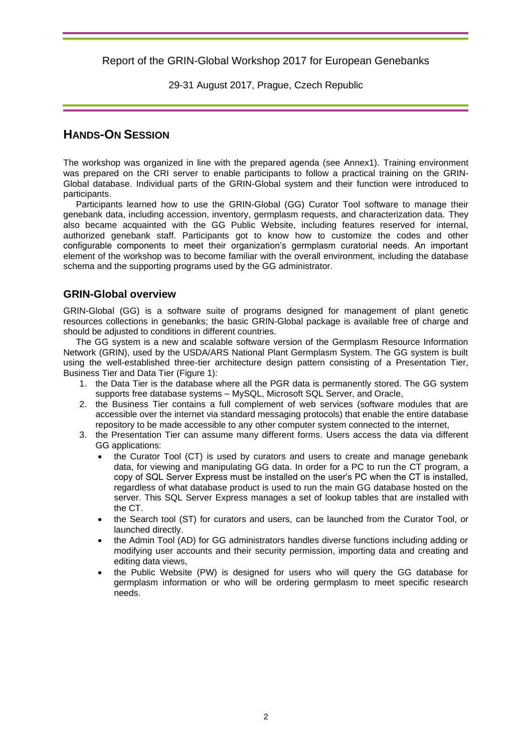## HANDS-ON SESSION

The workshop was organized in line with the prepared agenda (see Annex1). Training environment was prepared on the CRI server to enable participants to follow a practical training on the GRIN-Global database. Individual parts of the GRIN-Global system and their function were introduced to participants.

Participants learned how to use the GRIN-Global (GG) Curator Tool software to manage their genebank data, including accession, inventory, germplasm requests, and characterization data. They also became acquainted with the GG Public Website, including features reserved for internal, authorized genebank staff. Participants got to know how to customize the codes and other configurable components to meet their organization's germplasm curatorial needs. An important element of the workshop was to become familiar with the overall environment, including the database schema and the supporting programs used by the GG administrator.

### GRIN-Global overview

GRIN-Global (GG) is a software suite of programs designed for management of plant genetic resources collections in genebanks; the basic GRIN-Global package is available free of charge and should be adjusted to conditions in different countries.

The GG system is a new and scalable software version of the Germplasm Resource Information Network (GRIN), used by the USDA/ARS National Plant Germplasm System. The GG system is built using the well-established three-tier architecture design pattern consisting of a Presentation Tier, Business Tier and Data Tier (Figure 1):

1. the Data Tier is the database where all the PGR data is permanently stored. The GG system supports free database systems – MySQL, Microsoft SQL Server, and Oracle,
2. the Business Tier contains a full complement of web services (software modules that are accessible over the internet via standard messaging protocols) that enable the entire database repository to be made accessible to any other computer system connected to the internet,
3. the Presentation Tier can assume many different forms. Users access the data via different GG applications:
   - the Curator Tool (CT) is used by curators and users to create and manage genebank data, for viewing and manipulating GG data. In order for a PC to run the CT program, a copy of SQL Server Express must be installed on the user's PC when the CT is installed, regardless of what database product is used to run the main GG database hosted on the server. This SQL Server Express manages a set of lookup tables that are installed with the CT.
   - the Search tool (ST) for curators and users, can be launched from the Curator Tool, or launched directly.
   - the Admin Tool (AD) for GG administrators handles diverse functions including adding or modifying user accounts and their security permission, importing data and creating and editing data views,
   - the Public Website (PW) is designed for users who will query the GG database for germplasm information or who will be ordering germplasm to meet specific research needs.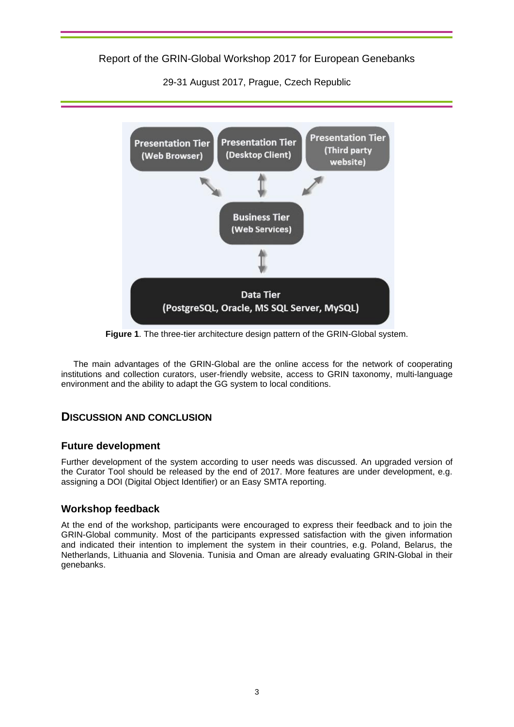Presentation Tier (Web Browser)

Presentation Tier (Desktop Client)

Presentation Tier (Third party website)

Business Tier (Web Services)

Data Tier (PostgreSQL, Oracle, MS SQL Server, MySQL)

**Figure 1**. The three-tier architecture design pattern of the GRIN-Global system.

The main advantages of the GRIN-Global are the online access for the network of cooperating institutions and collection curators, user-friendly website, access to GRIN taxonomy, multi-language environment and the ability to adapt the GG system to local conditions.

## Discussion and Conclusion

### Future development

Further development of the system according to user needs was discussed. An upgraded version of the Curator Tool should be released by the end of 2017. More features are under development, e.g. assigning a DOI (Digital Object Identifier) or an Easy SMTA reporting.

### Workshop feedback

At the end of the workshop, participants were encouraged to express their feedback and to join the GRIN-Global community. Most of the participants expressed satisfaction with the given information and indicated their intention to implement the system in their countries, e.g. Poland, Belarus, the Netherlands, Lithuania and Slovenia. Tunisia and Oman are already evaluating GRIN-Global in their genebanks.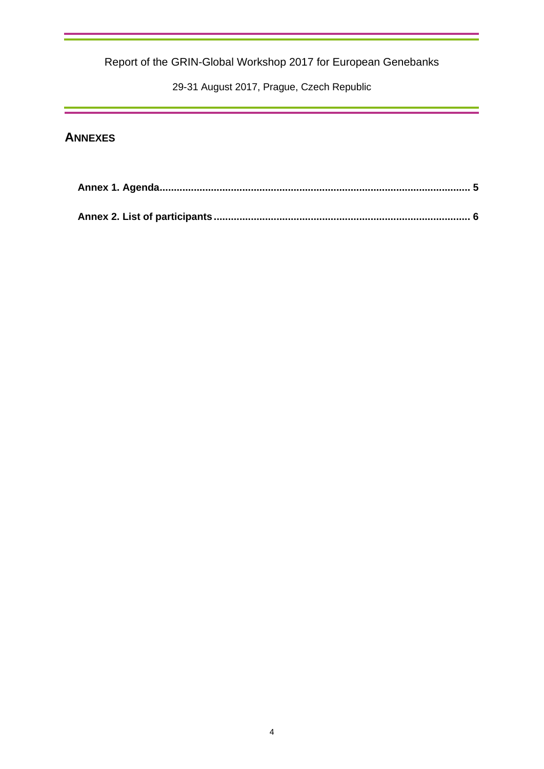# Annexes

**Annex 1. Agenda** ........................................................................................................ **5**

**Annex 2. List of participants** ..................................................................................... **6**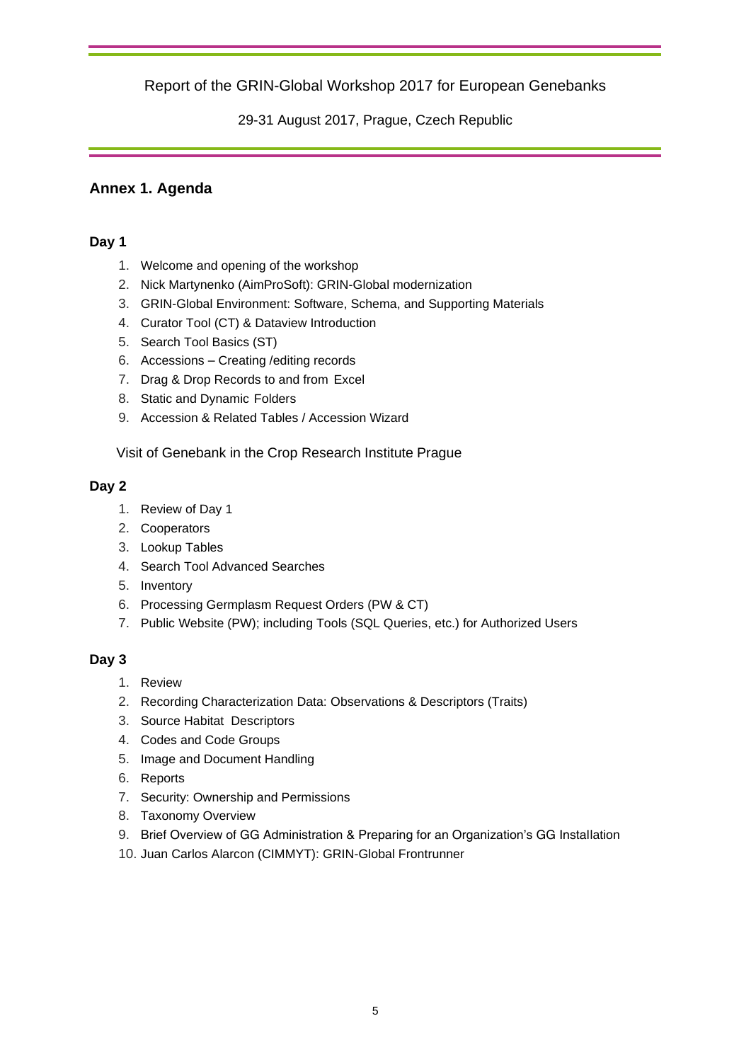## Annex 1. Agenda

### Day 1

1. Welcome and opening of the workshop
2. Nick Martynenko (AimProSoft): GRIN-Global modernization
3. GRIN-Global Environment: Software, Schema, and Supporting Materials
4. Curator Tool (CT) & Dataview Introduction
5. Search Tool Basics (ST)
6. Accessions – Creating /editing records
7. Drag & Drop Records to and from Excel
8. Static and Dynamic Folders
9. Accession & Related Tables / Accession Wizard

Visit of Genebank in the Crop Research Institute Prague

### Day 2

1. Review of Day 1
2. Cooperators
3. Lookup Tables
4. Search Tool Advanced Searches
5. Inventory
6. Processing Germplasm Request Orders (PW & CT)
7. Public Website (PW); including Tools (SQL Queries, etc.) for Authorized Users

### Day 3

1. Review
2. Recording Characterization Data: Observations & Descriptors (Traits)
3. Source Habitat Descriptors
4. Codes and Code Groups
5. Image and Document Handling
6. Reports
7. Security: Ownership and Permissions
8. Taxonomy Overview
9. Brief Overview of GG Administration & Preparing for an Organization's GG Installation
10. Juan Carlos Alarcon (CIMMYT): GRIN-Global Frontrunner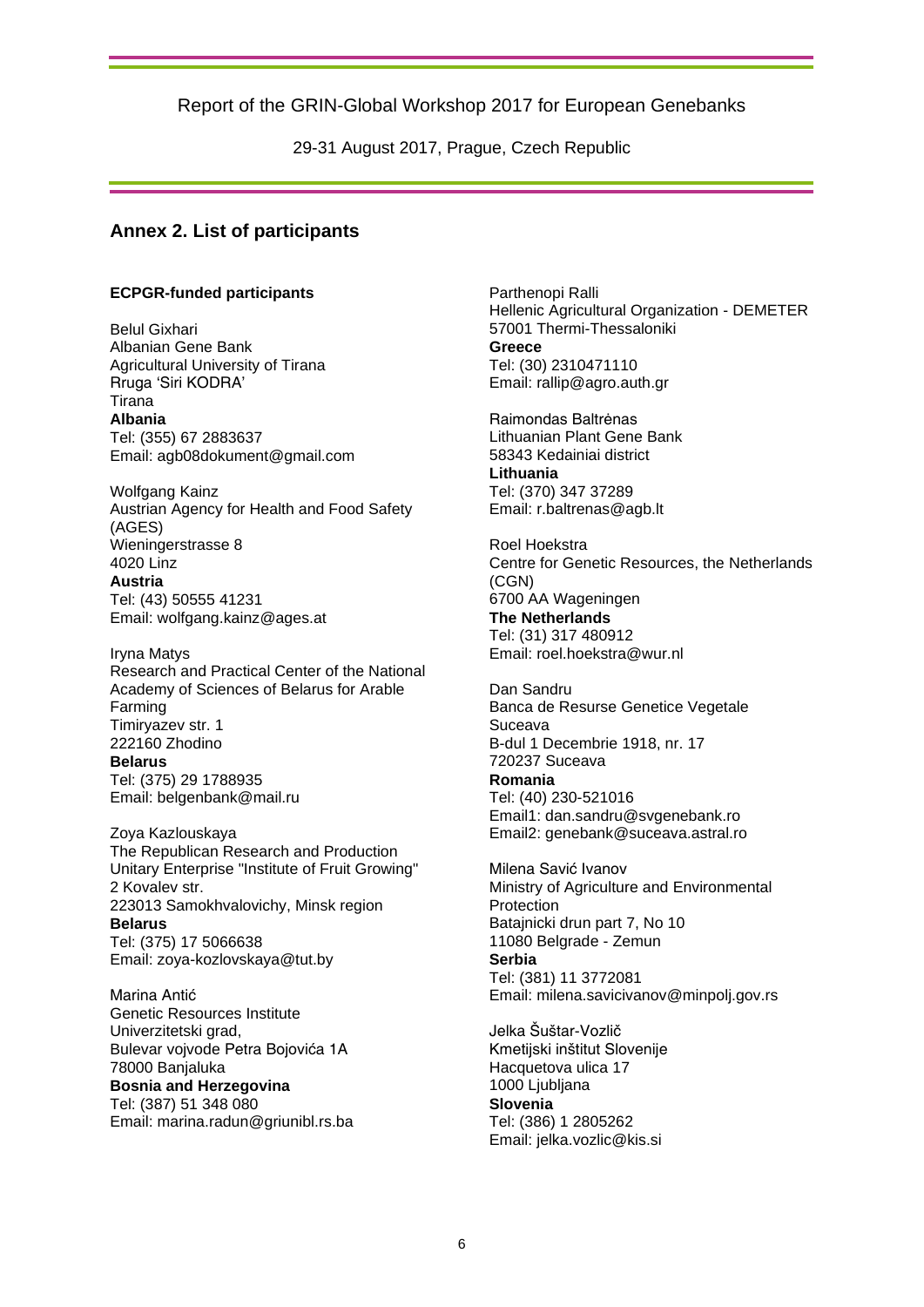## Annex 2. List of participants

**ECPGR-funded participants**

Belul Gixhari
Albanian Gene Bank
Agricultural University of Tirana
Rruga 'Siri KODRA'
Tirana
**Albania**
Tel: (355) 67 2883637
Email: agb08dokument@gmail.com

Wolfgang Kainz
Austrian Agency for Health and Food Safety (AGES)
Wieningerstrasse 8
4020 Linz
**Austria**
Tel: (43) 50555 41231
Email: wolfgang.kainz@ages.at

Iryna Matys
Research and Practical Center of the National Academy of Sciences of Belarus for Arable Farming
Timiryazev str. 1
222160 Zhodino
**Belarus**
Tel: (375) 29 1788935
Email: belgenbank@mail.ru

Zoya Kazlouskaya
The Republican Research and Production Unitary Enterprise "Institute of Fruit Growing"
2 Kovalev str.
223013 Samokhvalovichy, Minsk region
**Belarus**
Tel: (375) 17 5066638
Email: zoya-kozlovskaya@tut.by

Marina Antić
Genetic Resources Institute
Univerzitetski grad,
Bulevar vojvode Petra Bojovića 1A
78000 Banjaluka
**Bosnia and Herzegovina**
Tel: (387) 51 348 080
Email: marina.radun@griunibl.rs.ba

Parthenopi Ralli
Hellenic Agricultural Organization - DEMETER
57001 Thermi-Thessaloniki
**Greece**
Tel: (30) 2310471110
Email: rallip@agro.auth.gr

Raimondas Baltrėnas
Lithuanian Plant Gene Bank
58343 Kedainiai district
**Lithuania**
Tel: (370) 347 37289
Email: r.baltrenas@agb.lt

Roel Hoekstra
Centre for Genetic Resources, the Netherlands (CGN)
6700 AA Wageningen
**The Netherlands**
Tel: (31) 317 480912
Email: roel.hoekstra@wur.nl

Dan Sandru
Banca de Resurse Genetice Vegetale Suceava
B-dul 1 Decembrie 1918, nr. 17
720237 Suceava
**Romania**
Tel: (40) 230-521016
Email1: dan.sandru@svgenebank.ro
Email2: genebank@suceava.astral.ro

Milena Savić Ivanov
Ministry of Agriculture and Environmental Protection
Batajnicki drun part 7, No 10
11080 Belgrade - Zemun
**Serbia**
Tel: (381) 11 3772081
Email: milena.savicivanov@minpolj.gov.rs

Jelka Šuštar-Vozlič
Kmetijski inštitut Slovenije
Hacquetova ulica 17
1000 Ljubljana
**Slovenia**
Tel: (386) 1 2805262
Email: jelka.vozlic@kis.si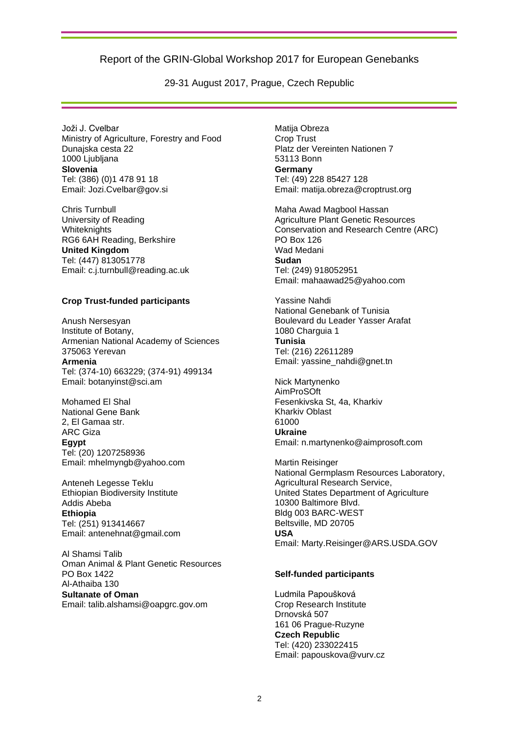Joži J. Cvelbar
Ministry of Agriculture, Forestry and Food
Dunajska cesta 22
1000 Ljubljana
**Slovenia**
Tel: (386) (0)1 478 91 18
Email: Jozi.Cvelbar@gov.si

Chris Turnbull
University of Reading
Whiteknights
RG6 6AH Reading, Berkshire
**United Kingdom**
Tel: (447) 813051778
Email: c.j.turnbull@reading.ac.uk

**Crop Trust-funded participants**

Anush Nersesyan
Institute of Botany,
Armenian National Academy of Sciences
375063 Yerevan
**Armenia**
Tel: (374-10) 663229; (374-91) 499134
Email: botanyinst@sci.am

Mohamed El Shal
National Gene Bank
2, El Gamaa str.
ARC Giza
**Egypt**
Tel: (20) 1207258936
Email: mhelmyngb@yahoo.com

Anteneh Legesse Teklu
Ethiopian Biodiversity Institute
Addis Abeba
**Ethiopia**
Tel: (251) 913414667
Email: antenehnat@gmail.com

Al Shamsi Talib
Oman Animal & Plant Genetic Resources
PO Box 1422
Al-Athaiba 130
**Sultanate of Oman**
Email: talib.alshamsi@oapgrc.gov.om

Matija Obreza
Crop Trust
Platz der Vereinten Nationen 7
53113 Bonn
**Germany**
Tel: (49) 228 85427 128
Email: matija.obreza@croptrust.org

Maha Awad Magbool Hassan
Agriculture Plant Genetic Resources
Conservation and Research Centre (ARC)
PO Box 126
Wad Medani
**Sudan**
Tel: (249) 918052951
Email: mahaawad25@yahoo.com

Yassine Nahdi
National Genebank of Tunisia
Boulevard du Leader Yasser Arafat
1080 Charguia 1
**Tunisia**
Tel: (216) 22611289
Email: yassine_nahdi@gnet.tn

Nick Martynenko
AimProSOft
Fesenkivska St, 4a, Kharkiv
Kharkiv Oblast
61000
**Ukraine**
Email: n.martynenko@aimprosoft.com

Martin Reisinger
National Germplasm Resources Laboratory,
Agricultural Research Service,
United States Department of Agriculture
10300 Baltimore Blvd.
Bldg 003 BARC-WEST
Beltsville, MD 20705
**USA**
Email: Marty.Reisinger@ARS.USDA.GOV

**Self-funded participants**

Ludmila Papoušková
Crop Research Institute
Drnovská 507
161 06 Prague-Ruzyne
**Czech Republic**
Tel: (420) 233022415
Email: papouskova@vurv.cz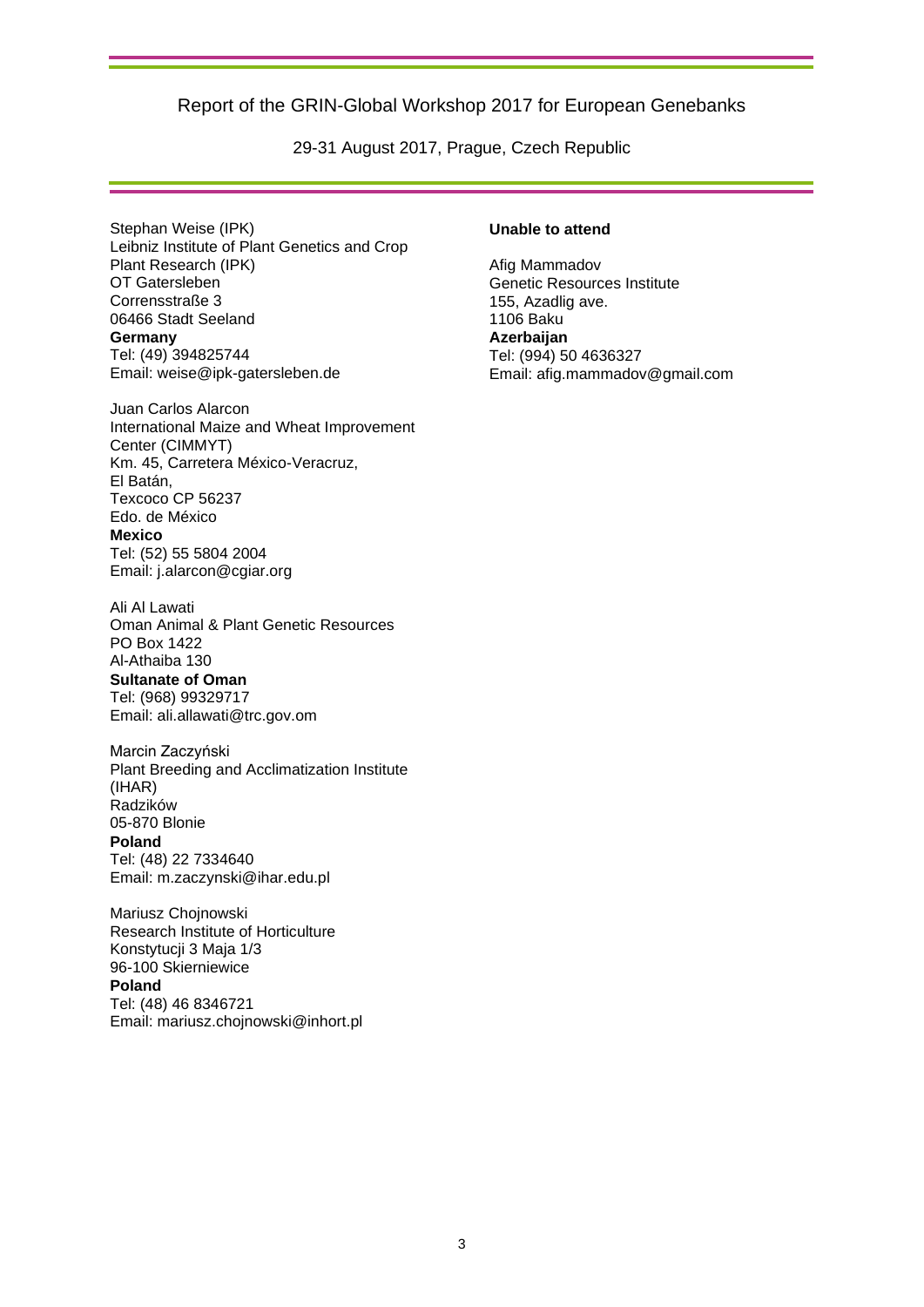Report of the GRIN-Global Workshop 2017 for European Genebanks

29-31 August 2017, Prague, Czech Republic

Stephan Weise (IPK)
Leibniz Institute of Plant Genetics and Crop Plant Research (IPK)
OT Gatersleben
Corrensstraße 3
06466 Stadt Seeland
**Germany**
Tel: (49) 394825744
Email: weise@ipk-gatersleben.de

Juan Carlos Alarcon
International Maize and Wheat Improvement Center (CIMMYT)
Km. 45, Carretera México-Veracruz,
El Batán,
Texcoco CP 56237
Edo. de México
**Mexico**
Tel: (52) 55 5804 2004
Email: j.alarcon@cgiar.org

Ali Al Lawati
Oman Animal & Plant Genetic Resources
PO Box 1422
Al-Athaiba 130
**Sultanate of Oman**
Tel: (968) 99329717
Email: ali.allawati@trc.gov.om

Marcin Zaczyński
Plant Breeding and Acclimatization Institute (IHAR)
Radzików
05-870 Blonie
**Poland**
Tel: (48) 22 7334640
Email: m.zaczynski@ihar.edu.pl

Mariusz Chojnowski
Research Institute of Horticulture
Konstytucji 3 Maja 1/3
96-100 Skierniewice
**Poland**
Tel: (48) 46 8346721
Email: mariusz.chojnowski@inhort.pl

**Unable to attend**

Afig Mammadov
Genetic Resources Institute
155, Azadlig ave.
1106 Baku
**Azerbaijan**
Tel: (994) 50 4636327
Email: afig.mammadov@gmail.com